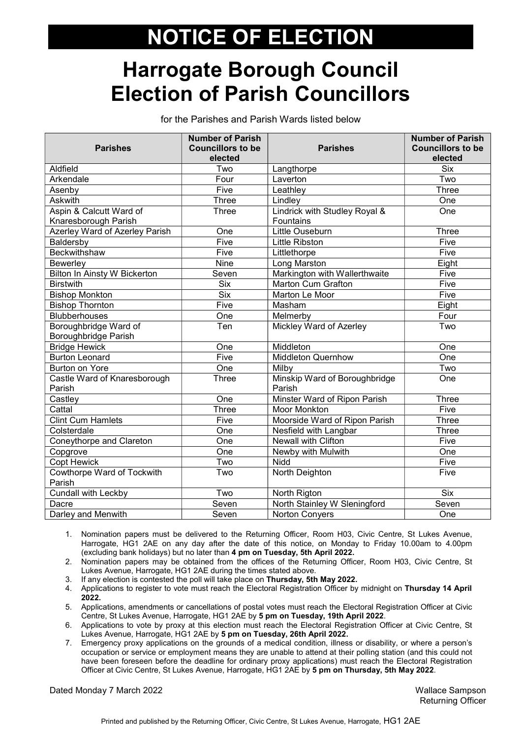# NOTICE OF ELECTION

# Harrogate Borough Council Election of Parish Councillors

for the Parishes and Parish Wards listed below

| Parishes | Number of Parish Councillors to be elected | Parishes | Number of Parish Councillors to be elected |
|---|---|---|---|
| Aldfield | Two | Langthorpe | Six |
| Arkendale | Four | Laverton | Two |
| Asenby | Five | Leathley | Three |
| Askwith | Three | Lindley | One |
| Aspin & Calcutt Ward of Knaresborough Parish | Three | Lindrick with Studley Royal & Fountains | One |
| Azerley Ward of Azerley Parish | One | Little Ouseburn | Three |
| Baldersby | Five | Little Ribston | Five |
| Beckwithshaw | Five | Littlethorpe | Five |
| Bewerley | Nine | Long Marston | Eight |
| Bilton In Ainsty W Bickerton | Seven | Markington with Wallerthwaite | Five |
| Birstwith | Six | Marton Cum Grafton | Five |
| Bishop Monkton | Six | Marton Le Moor | Five |
| Bishop Thornton | Five | Masham | Eight |
| Blubberhouses | One | Melmerby | Four |
| Boroughbridge Ward of Boroughbridge Parish | Ten | Mickley Ward of Azerley | Two |
| Bridge Hewick | One | Middleton | One |
| Burton Leonard | Five | Middleton Quernhow | One |
| Burton on Yore | One | Milby | Two |
| Castle Ward of Knaresborough Parish | Three | Minskip Ward of Boroughbridge Parish | One |
| Castley | One | Minster Ward of Ripon Parish | Three |
| Cattal | Three | Moor Monkton | Five |
| Clint Cum Hamlets | Five | Moorside Ward of Ripon Parish | Three |
| Colsterdale | One | Nesfield with Langbar | Three |
| Coneythorpe and Clareton | One | Newall with Clifton | Five |
| Copgrove | One | Newby with Mulwith | One |
| Copt Hewick | Two | Nidd | Five |
| Cowthorpe Ward of Tockwith Parish | Two | North Deighton | Five |
| Cundall with Leckby | Two | North Rigton | Six |
| Dacre | Seven | North Stainley W Sleningford | Seven |
| Darley and Menwith | Seven | Norton Conyers | One |

1. Nomination papers must be delivered to the Returning Officer, Room H03, Civic Centre, St Lukes Avenue, Harrogate, HG1 2AE on any day after the date of this notice, on Monday to Friday 10.00am to 4.00pm (excluding bank holidays) but no later than **4 pm on Tuesday, 5th April 2022.**
2. Nomination papers may be obtained from the offices of the Returning Officer, Room H03, Civic Centre, St Lukes Avenue, Harrogate, HG1 2AE during the times stated above.
3. If any election is contested the poll will take place on **Thursday, 5th May 2022.**
4. Applications to register to vote must reach the Electoral Registration Officer by midnight on **Thursday 14 April 2022.**
5. Applications, amendments or cancellations of postal votes must reach the Electoral Registration Officer at Civic Centre, St Lukes Avenue, Harrogate, HG1 2AE by **5 pm on Tuesday, 19th April 2022**.
6. Applications to vote by proxy at this election must reach the Electoral Registration Officer at Civic Centre, St Lukes Avenue, Harrogate, HG1 2AE by **5 pm on Tuesday, 26th April 2022.**
7. Emergency proxy applications on the grounds of a medical condition, illness or disability, or where a person's occupation or service or employment means they are unable to attend at their polling station (and this could not have been foreseen before the deadline for ordinary proxy applications) must reach the Electoral Registration Officer at Civic Centre, St Lukes Avenue, Harrogate, HG1 2AE by **5 pm on Thursday, 5th May 2022**.

Dated Monday 7 March 2022

Wallace Sampson
Returning Officer

Printed and published by the Returning Officer, Civic Centre, St Lukes Avenue, Harrogate, HG1 2AE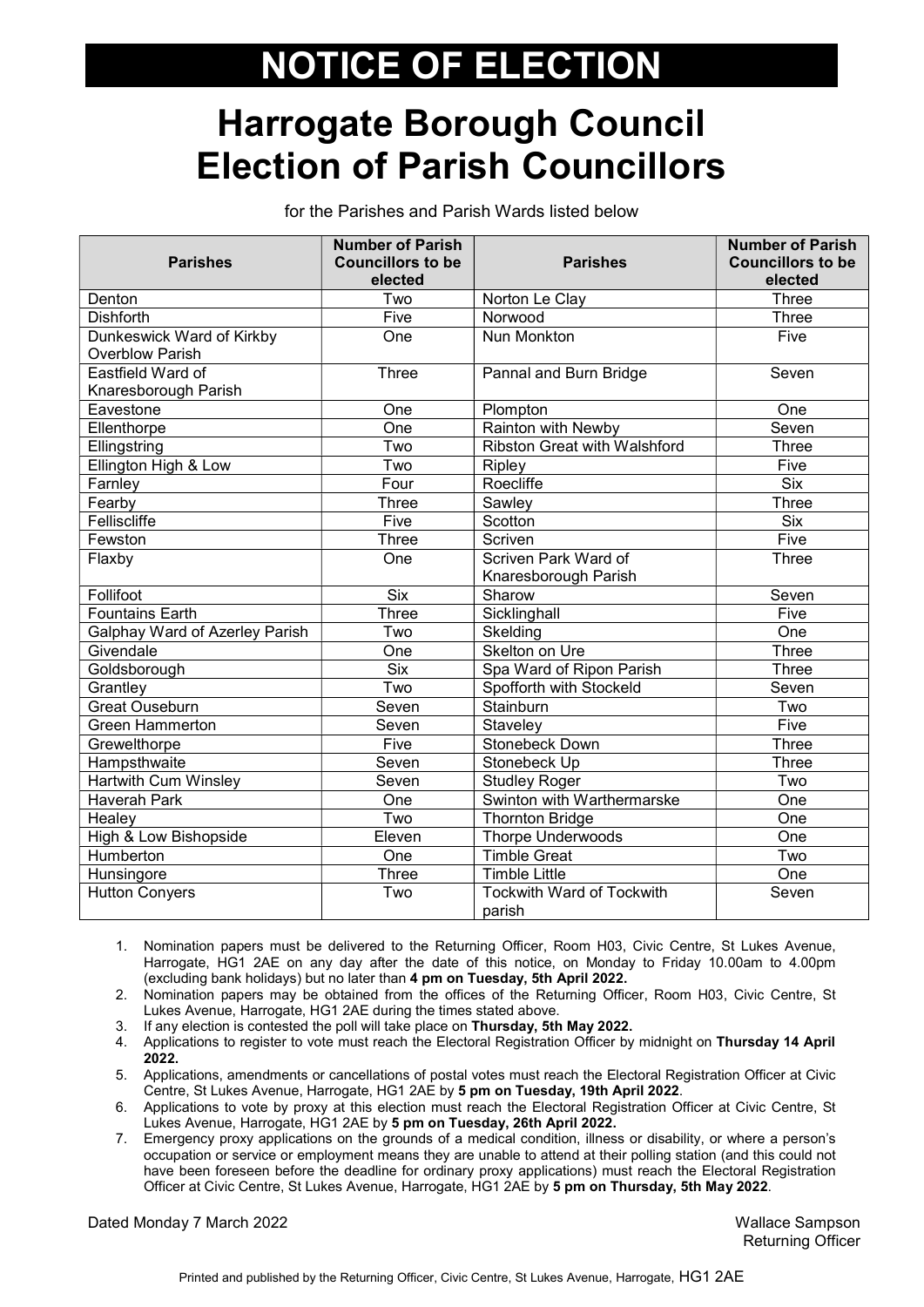# NOTICE OF ELECTION

# Harrogate Borough Council Election of Parish Councillors

for the Parishes and Parish Wards listed below

| Parishes | Number of Parish Councillors to be elected | Parishes | Number of Parish Councillors to be elected |
|---|---|---|---|
| Denton | Two | Norton Le Clay | Three |
| Dishforth | Five | Norwood | Three |
| Dunkeswick Ward of Kirkby Overblow Parish | One | Nun Monkton | Five |
| Eastfield Ward of Knaresborough Parish | Three | Pannal and Burn Bridge | Seven |
| Eavestone | One | Plompton | One |
| Ellenthorpe | One | Rainton with Newby | Seven |
| Ellingstring | Two | Ribston Great with Walshford | Three |
| Ellington High & Low | Two | Ripley | Five |
| Farnley | Four | Roecliffe | Six |
| Fearby | Three | Sawley | Three |
| Felliscliffe | Five | Scotton | Six |
| Fewston | Three | Scriven | Five |
| Flaxby | One | Scriven Park Ward of Knaresborough Parish | Three |
| Follifoot | Six | Sharow | Seven |
| Fountains Earth | Three | Sicklinghall | Five |
| Galphay Ward of Azerley Parish | Two | Skelding | One |
| Givendale | One | Skelton on Ure | Three |
| Goldsborough | Six | Spa Ward of Ripon Parish | Three |
| Grantley | Two | Spofforth with Stockeld | Seven |
| Great Ouseburn | Seven | Stainburn | Two |
| Green Hammerton | Seven | Staveley | Five |
| Grewelthorpe | Five | Stonebeck Down | Three |
| Hampsthwaite | Seven | Stonebeck Up | Three |
| Hartwith Cum Winsley | Seven | Studley Roger | Two |
| Haverah Park | One | Swinton with Warthermarske | One |
| Healey | Two | Thornton Bridge | One |
| High & Low Bishopside | Eleven | Thorpe Underwoods | One |
| Humberton | One | Timble Great | Two |
| Hunsingore | Three | Timble Little | One |
| Hutton Conyers | Two | Tockwith Ward of Tockwith parish | Seven |

1. Nomination papers must be delivered to the Returning Officer, Room H03, Civic Centre, St Lukes Avenue, Harrogate, HG1 2AE on any day after the date of this notice, on Monday to Friday 10.00am to 4.00pm (excluding bank holidays) but no later than **4 pm on Tuesday, 5th April 2022.**
2. Nomination papers may be obtained from the offices of the Returning Officer, Room H03, Civic Centre, St Lukes Avenue, Harrogate, HG1 2AE during the times stated above.
3. If any election is contested the poll will take place on **Thursday, 5th May 2022.**
4. Applications to register to vote must reach the Electoral Registration Officer by midnight on **Thursday 14 April 2022.**
5. Applications, amendments or cancellations of postal votes must reach the Electoral Registration Officer at Civic Centre, St Lukes Avenue, Harrogate, HG1 2AE by **5 pm on Tuesday, 19th April 2022**.
6. Applications to vote by proxy at this election must reach the Electoral Registration Officer at Civic Centre, St Lukes Avenue, Harrogate, HG1 2AE by **5 pm on Tuesday, 26th April 2022.**
7. Emergency proxy applications on the grounds of a medical condition, illness or disability, or where a person's occupation or service or employment means they are unable to attend at their polling station (and this could not have been foreseen before the deadline for ordinary proxy applications) must reach the Electoral Registration Officer at Civic Centre, St Lukes Avenue, Harrogate, HG1 2AE by **5 pm on Thursday, 5th May 2022**.

Dated Monday 7 March 2022

Wallace Sampson
Returning Officer

Printed and published by the Returning Officer, Civic Centre, St Lukes Avenue, Harrogate, HG1 2AE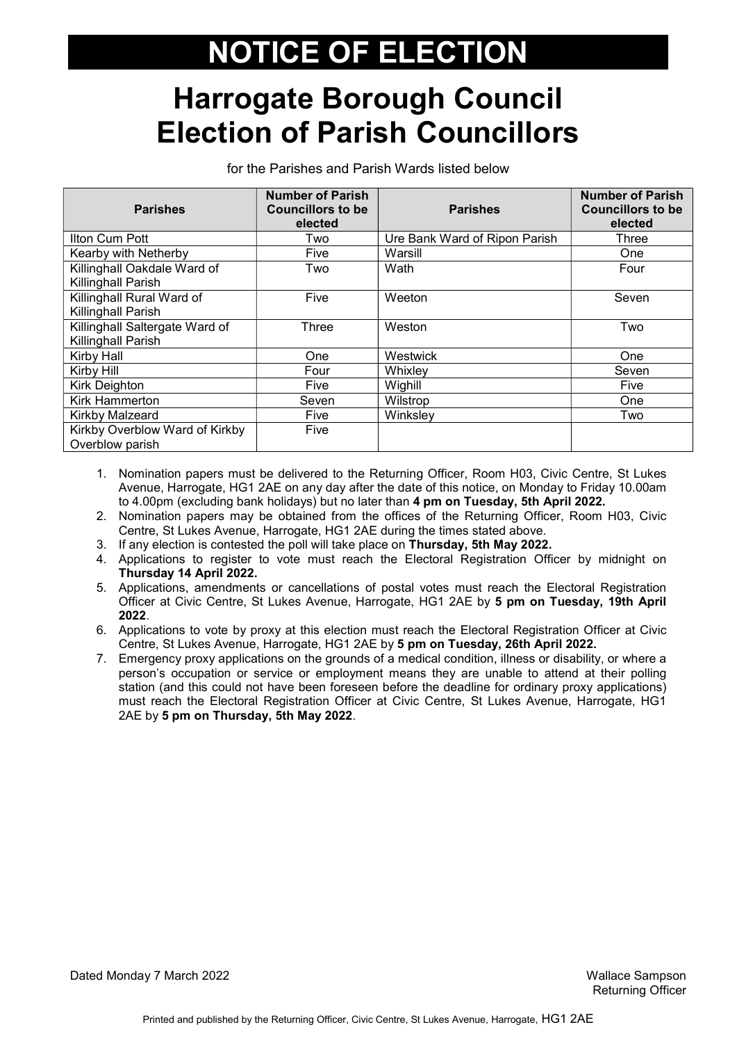# NOTICE OF ELECTION

# Harrogate Borough Council Election of Parish Councillors

for the Parishes and Parish Wards listed below

| Parishes | Number of Parish Councillors to be elected | Parishes | Number of Parish Councillors to be elected |
|---|---|---|---|
| Ilton Cum Pott | Two | Ure Bank Ward of Ripon Parish | Three |
| Kearby with Netherby | Five | Warsill | One |
| Killinghall Oakdale Ward of Killinghall Parish | Two | Wath | Four |
| Killinghall Rural Ward of Killinghall Parish | Five | Weeton | Seven |
| Killinghall Saltergate Ward of Killinghall Parish | Three | Weston | Two |
| Kirby Hall | One | Westwick | One |
| Kirby Hill | Four | Whixley | Seven |
| Kirk Deighton | Five | Wighill | Five |
| Kirk Hammerton | Seven | Wilstrop | One |
| Kirkby Malzeard | Five | Winksley | Two |
| Kirkby Overblow Ward of Kirkby Overblow parish | Five | | |

1. Nomination papers must be delivered to the Returning Officer, Room H03, Civic Centre, St Lukes Avenue, Harrogate, HG1 2AE on any day after the date of this notice, on Monday to Friday 10.00am to 4.00pm (excluding bank holidays) but no later than **4 pm on Tuesday, 5th April 2022.**
2. Nomination papers may be obtained from the offices of the Returning Officer, Room H03, Civic Centre, St Lukes Avenue, Harrogate, HG1 2AE during the times stated above.
3. If any election is contested the poll will take place on **Thursday, 5th May 2022.**
4. Applications to register to vote must reach the Electoral Registration Officer by midnight on **Thursday 14 April 2022.**
5. Applications, amendments or cancellations of postal votes must reach the Electoral Registration Officer at Civic Centre, St Lukes Avenue, Harrogate, HG1 2AE by **5 pm on Tuesday, 19th April 2022**.
6. Applications to vote by proxy at this election must reach the Electoral Registration Officer at Civic Centre, St Lukes Avenue, Harrogate, HG1 2AE by **5 pm on Tuesday, 26th April 2022.**
7. Emergency proxy applications on the grounds of a medical condition, illness or disability, or where a person's occupation or service or employment means they are unable to attend at their polling station (and this could not have been foreseen before the deadline for ordinary proxy applications) must reach the Electoral Registration Officer at Civic Centre, St Lukes Avenue, Harrogate, HG1 2AE by **5 pm on Thursday, 5th May 2022**.

Dated Monday 7 March 2022

Wallace Sampson
Returning Officer

Printed and published by the Returning Officer, Civic Centre, St Lukes Avenue, Harrogate, HG1 2AE